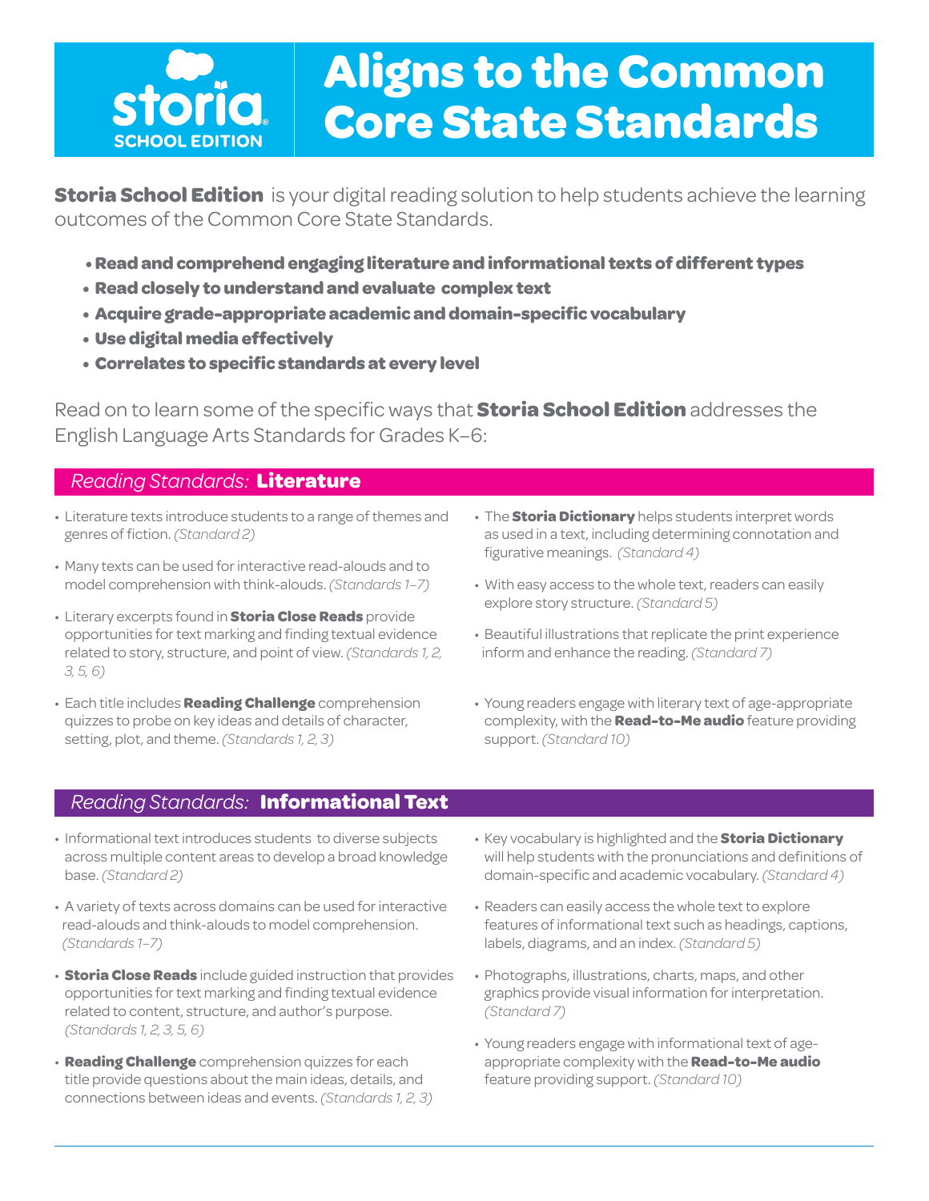# storia SCHOOL EDITION

# Aligns to the Common Core State Standards

**Storia School Edition** is your digital reading solution to help students achieve the learning outcomes of the Common Core State Standards.

- **Read and comprehend engaging literature and informational texts of different types**
- **Read closely to understand and evaluate complex text**
- **Acquire grade-appropriate academic and domain-specific vocabulary**
- **Use digital media effectively**
- **Correlates to specific standards at every level**

Read on to learn some of the specific ways that **Storia School Edition** addresses the English Language Arts Standards for Grades K–6:

## *Reading Standards:* Literature

- Literature texts introduce students to a range of themes and genres of fiction. *(Standard 2)*
- Many texts can be used for interactive read-alouds and to model comprehension with think-alouds. *(Standards 1–7)*
- Literary excerpts found in **Storia Close Reads** provide opportunities for text marking and finding textual evidence related to story, structure, and point of view. *(Standards 1, 2, 3, 5, 6)*
- Each title includes **Reading Challenge** comprehension quizzes to probe on key ideas and details of character, setting, plot, and theme. *(Standards 1, 2, 3)*
- The **Storia Dictionary** helps students interpret words as used in a text, including determining connotation and figurative meanings. *(Standard 4)*
- With easy access to the whole text, readers can easily explore story structure. *(Standard 5)*
- Beautiful illustrations that replicate the print experience inform and enhance the reading. *(Standard 7)*
- Young readers engage with literary text of age-appropriate complexity, with the **Read-to-Me audio** feature providing support. *(Standard 10)*

## *Reading Standards:* Informational Text

- Informational text introduces students to diverse subjects across multiple content areas to develop a broad knowledge base. *(Standard 2)*
- A variety of texts across domains can be used for interactive read-alouds and think-alouds to model comprehension. *(Standards 1–7)*
- **Storia Close Reads** include guided instruction that provides opportunities for text marking and finding textual evidence related to content, structure, and author's purpose. *(Standards 1, 2, 3, 5, 6)*
- **Reading Challenge** comprehension quizzes for each title provide questions about the main ideas, details, and connections between ideas and events. *(Standards 1, 2, 3)*
- Key vocabulary is highlighted and the **Storia Dictionary** will help students with the pronunciations and definitions of domain-specific and academic vocabulary. *(Standard 4)*
- Readers can easily access the whole text to explore features of informational text such as headings, captions, labels, diagrams, and an index. *(Standard 5)*
- Photographs, illustrations, charts, maps, and other graphics provide visual information for interpretation. *(Standard 7)*
- Young readers engage with informational text of age-appropriate complexity with the **Read-to-Me audio** feature providing support. *(Standard 10)*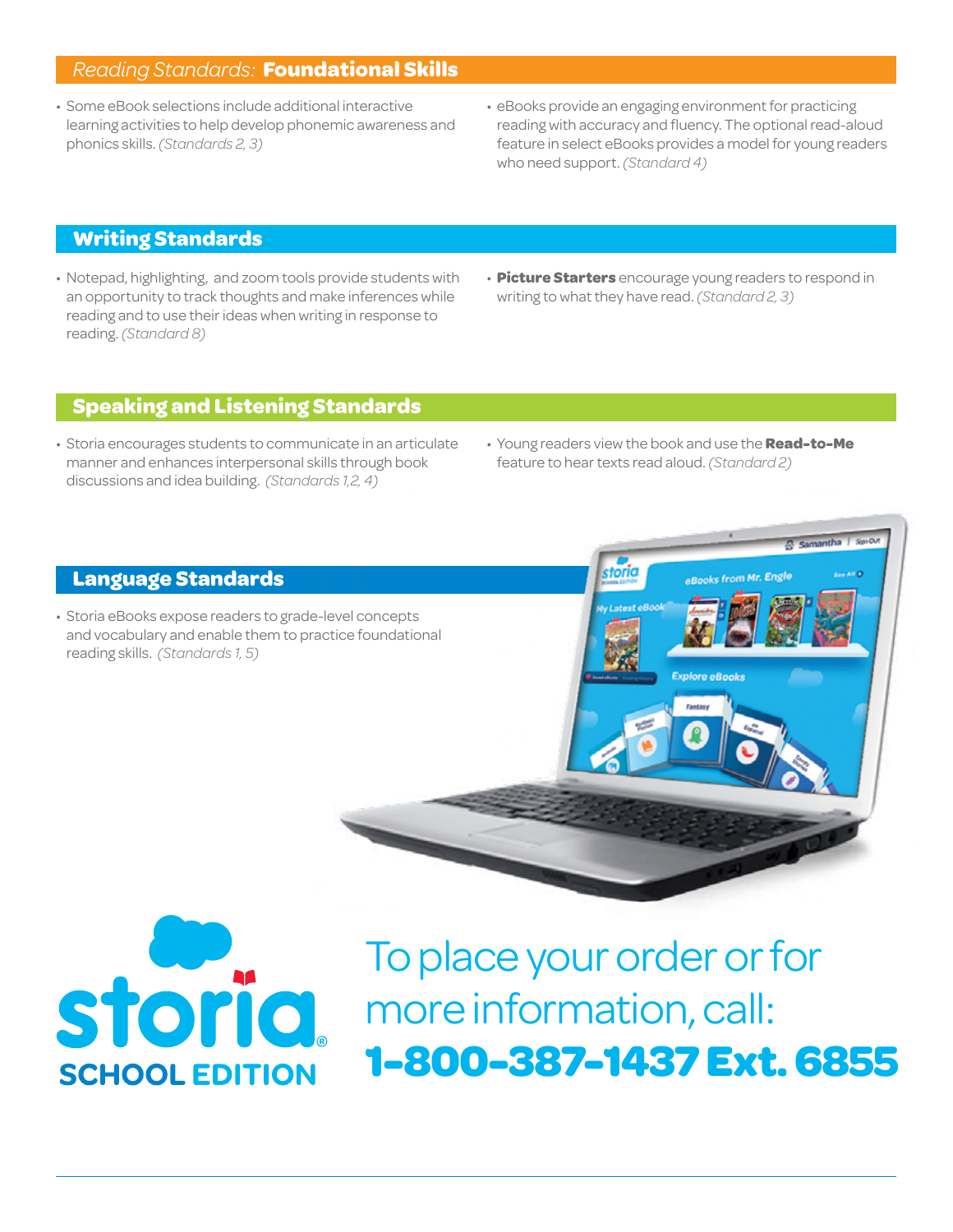## *Reading Standards:* **Foundational Skills**

- Some eBook selections include additional interactive learning activities to help develop phonemic awareness and phonics skills. *(Standards 2, 3)*
- eBooks provide an engaging environment for practicing reading with accuracy and fluency. The optional read-aloud feature in select eBooks provides a model for young readers who need support. *(Standard 4)*

## Writing Standards

- Notepad, highlighting, and zoom tools provide students with an opportunity to track thoughts and make inferences while reading and to use their ideas when writing in response to reading. *(Standard 8)*
- **Picture Starters** encourage young readers to respond in writing to what they have read. *(Standard 2, 3)*

## Speaking and Listening Standards

- Storia encourages students to communicate in an articulate manner and enhances interpersonal skills through book discussions and idea building. *(Standards 1,2, 4)*
- Young readers view the book and use the **Read-to-Me** feature to hear texts read aloud. *(Standard 2)*

## Language Standards

- Storia eBooks expose readers to grade-level concepts and vocabulary and enable them to practice foundational reading skills. *(Standards 1, 5)*

storia® SCHOOL EDITION

To place your order or for more information, call:
**1-800-387-1437 Ext. 6855**